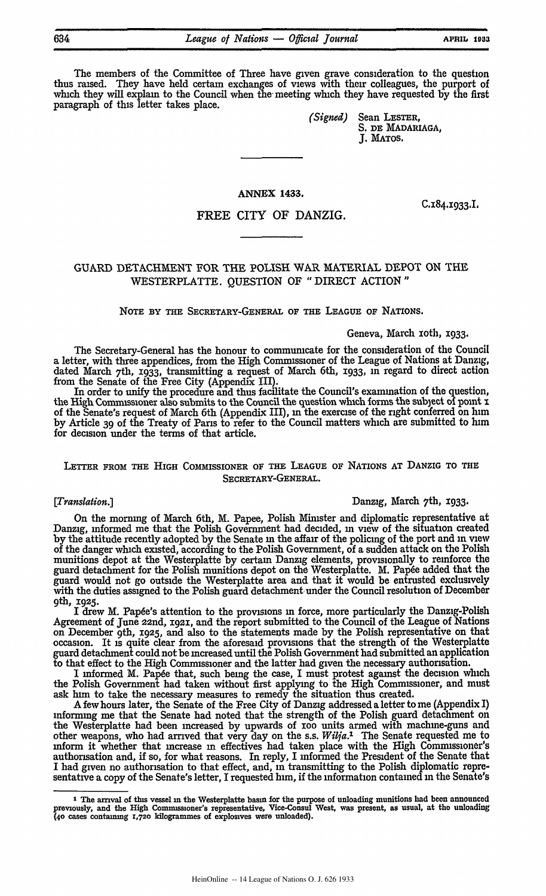The members of the Committee of Three have given grave consideration to the question thus raised. They have held certain exchanges of views with their colleagues, the purport of which they will explain to the Council when the meeting which they have requested by the first paragraph of this letter takes place.

*(Signed)* Sean LESTER,
S. DE MADARIAGA,
J. MATOS.

---

ANNEX 1433.

C.184.1933.I.

## FREE CITY OF DANZIG.

---

### GUARD DETACHMENT FOR THE POLISH WAR MATERIAL DEPOT ON THE WESTERPLATTE. QUESTION OF "DIRECT ACTION"

NOTE BY THE SECRETARY-GENERAL OF THE LEAGUE OF NATIONS.

Geneva, March 10th, 1933.

The Secretary-General has the honour to communicate for the consideration of the Council a letter, with three appendices, from the High Commissioner of the League of Nations at Danzig, dated March 7th, 1933, transmitting a request of March 6th, 1933, in regard to direct action from the Senate of the Free City (Appendix III).

In order to unify the procedure and thus facilitate the Council's examination of the question, the High Commissioner also submits to the Council the question which forms the subject of point 1 of the Senate's request of March 6th (Appendix III), in the exercise of the right conferred on him by Article 39 of the Treaty of Paris to refer to the Council matters which are submitted to him for decision under the terms of that article.

LETTER FROM THE HIGH COMMISSIONER OF THE LEAGUE OF NATIONS AT DANZIG TO THE SECRETARY-GENERAL.

*[Translation.]*

Danzig, March 7th, 1933.

On the morning of March 6th, M. Papee, Polish Minister and diplomatic representative at Danzig, informed me that the Polish Government had decided, in view of the situation created by the attitude recently adopted by the Senate in the affair of the policing of the port and in view of the danger which existed, according to the Polish Government, of a sudden attack on the Polish munitions depot at the Westerplatte by certain Danzig elements, provisionally to reinforce the guard detachment for the Polish munitions depot on the Westerplatte. M. Papée added that the guard would not go outside the Westerplatte area and that it would be entrusted exclusively with the duties assigned to the Polish guard detachment under the Council resolution of December 9th, 1925.

I drew M. Papée's attention to the provisions in force, more particularly the Danzig-Polish Agreement of June 22nd, 1921, and the report submitted to the Council of the League of Nations on December 9th, 1925, and also to the statements made by the Polish representative on that occasion. It is quite clear from the aforesaid provisions that the strength of the Westerplatte guard detachment could not be increased until the Polish Government had submitted an application to that effect to the High Commissioner and the latter had given the necessary authorisation.

I informed M. Papée that, such being the case, I must protest against the decision which the Polish Government had taken without first applying to the High Commissioner, and must ask him to take the necessary measures to remedy the situation thus created.

A few hours later, the Senate of the Free City of Danzig addressed a letter to me (Appendix I) informing me that the Senate had noted that the strength of the Polish guard detachment on the Westerplatte had been increased by upwards of 100 units armed with machine-guns and other weapons, who had arrived that very day on the s.s. *Wilja*.[1] The Senate requested me to inform it whether that increase in effectives had taken place with the High Commissioner's authorisation and, if so, for what reasons. In reply, I informed the President of the Senate that I had given no authorisation to that effect, and, in transmitting to the Polish diplomatic representative a copy of the Senate's letter, I requested him, if the information contained in the Senate's

---

[1] The arrival of this vessel in the Westerplatte basin for the purpose of unloading munitions had been announced previously, and the High Commissioner's representative, Vice-Consul West, was present, as usual, at the unloading (40 cases containing 1,720 kilogrammes of explosives were unloaded).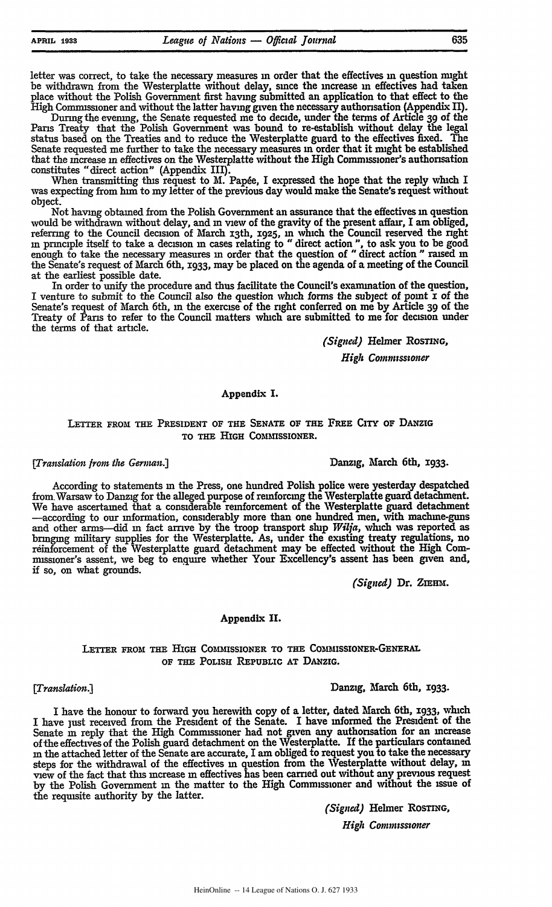letter was correct, to take the necessary measures in order that the effectives in question might be withdrawn from the Westerplatte without delay, since the increase in effectives had taken place without the Polish Government first having submitted an application to that effect to the High Commissioner and without the latter having given the necessary authorisation (Appendix II).

During the evening, the Senate requested me to decide, under the terms of Article 39 of the Paris Treaty that the Polish Government was bound to re-establish without delay the legal status based on the Treaties and to reduce the Westerplatte guard to the effectives fixed. The Senate requested me further to take the necessary measures in order that it might be established that the increase in effectives on the Westerplatte without the High Commissioner's authorisation constitutes "direct action" (Appendix III).

When transmitting this request to M. Papée, I expressed the hope that the reply which I was expecting from him to my letter of the previous day would make the Senate's request without object.

Not having obtained from the Polish Government an assurance that the effectives in question would be withdrawn without delay, and in view of the gravity of the present affair, I am obliged, referring to the Council decision of March 13th, 1925, in which the Council reserved the right in principle itself to take a decision in cases relating to "direct action", to ask you to be good enough to take the necessary measures in order that the question of "direct action" raised in the Senate's request of March 6th, 1933, may be placed on the agenda of a meeting of the Council at the earliest possible date.

In order to unify the procedure and thus facilitate the Council's examination of the question, I venture to submit to the Council also the question which forms the subject of point 1 of the Senate's request of March 6th, in the exercise of the right conferred on me by Article 39 of the Treaty of Paris to refer to the Council matters which are submitted to me for decision under the terms of that article.

*(Signed)* Helmer ROSTING,
*High Commissioner*

## Appendix I.

### LETTER FROM THE PRESIDENT OF THE SENATE OF THE FREE CITY OF DANZIG TO THE HIGH COMMISSIONER.

*[Translation from the German.]* Danzig, March 6th, 1933.

According to statements in the Press, one hundred Polish police were yesterday despatched from Warsaw to Danzig for the alleged purpose of reinforcing the Westerplatte guard detachment. We have ascertained that a considerable reinforcement of the Westerplatte guard detachment —according to our information, considerably more than one hundred men, with machine-guns and other arms—did in fact arrive by the troop transport ship *Wilja*, which was reported as bringing military supplies for the Westerplatte. As, under the existing treaty regulations, no réinforcement of the Westerplatte guard detachment may be effected without the High Commissioner's assent, we beg to enquire whether Your Excellency's assent has been given and, if so, on what grounds.

*(Signed)* Dr. ZIEHM.

## Appendix II.

### LETTER FROM THE HIGH COMMISSIONER TO THE COMMISSIONER-GENERAL OF THE POLISH REPUBLIC AT DANZIG.

*[Translation.]* Danzig, March 6th, 1933.

I have the honour to forward you herewith copy of a letter, dated March 6th, 1933, which I have just received from the President of the Senate. I have informed the President of the Senate in reply that the High Commissioner had not given any authorisation for an increase of the effectives of the Polish guard detachment on the Westerplatte. If the particulars contained in the attached letter of the Senate are accurate, I am obliged to request you to take the necessary steps for the withdrawal of the effectives in question from the Westerplatte without delay, in view of the fact that this increase in effectives has been carried out without any previous request by the Polish Government in the matter to the High Commissioner and without the issue of the requisite authority by the latter.

*(Signed)* Helmer ROSTING,
*High Commissioner*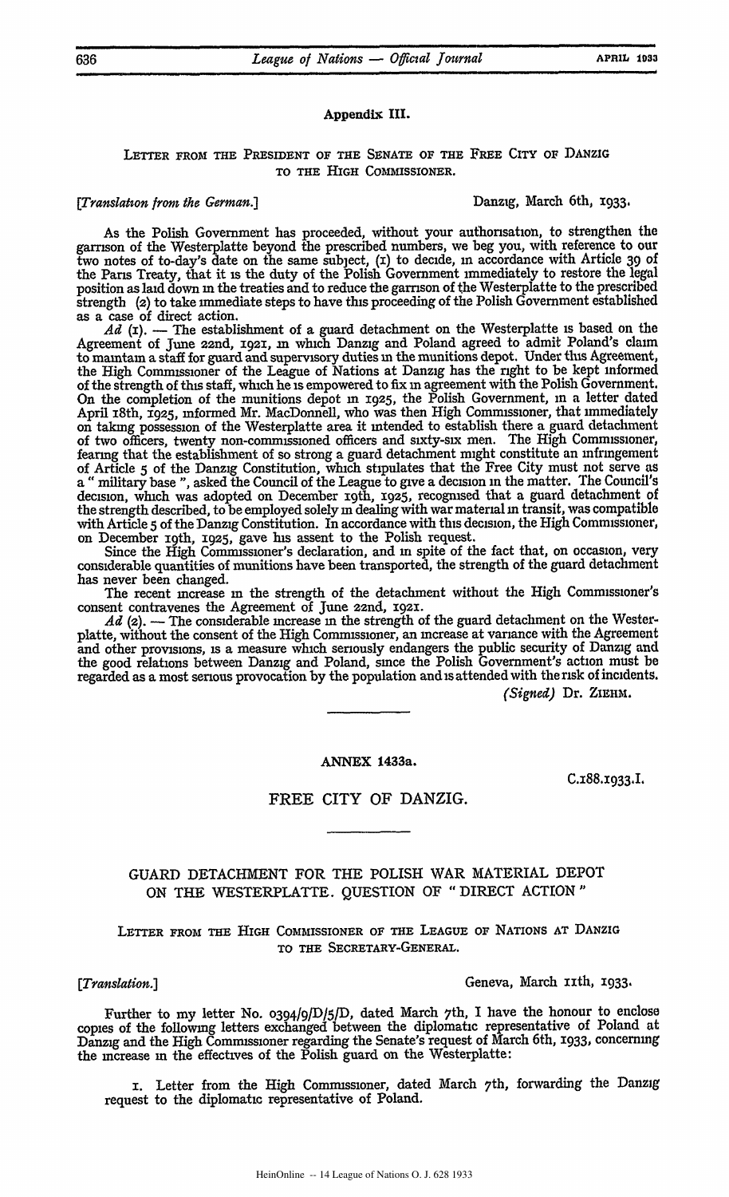## Appendix III.

### Letter from the President of the Senate of the Free City of Danzig to the High Commissioner.

*[Translation from the German.]*

Danzig, March 6th, 1933.

As the Polish Government has proceeded, without your authorisation, to strengthen the garrison of the Westerplatte beyond the prescribed numbers, we beg you, with reference to our two notes of to-day's date on the same subject, (1) to decide, in accordance with Article 39 of the Paris Treaty, that it is the duty of the Polish Government immediately to restore the legal position as laid down in the treaties and to reduce the garrison of the Westerplatte to the prescribed strength (2) to take immediate steps to have this proceeding of the Polish Government established as a case of direct action.

*Ad* (1). — The establishment of a guard detachment on the Westerplatte is based on the Agreement of June 22nd, 1921, in which Danzig and Poland agreed to admit Poland's claim to maintain a staff for guard and supervisory duties in the munitions depot. Under this Agreement, the High Commissioner of the League of Nations at Danzig has the right to be kept informed of the strength of this staff, which he is empowered to fix in agreement with the Polish Government. On the completion of the munitions depot in 1925, the Polish Government, in a letter dated April 18th, 1925, informed Mr. MacDonnell, who was then High Commissioner, that immediately on taking possession of the Westerplatte area it intended to establish there a guard detachment of two officers, twenty non-commissioned officers and sixty-six men. The High Commissioner, fearing that the establishment of so strong a guard detachment might constitute an infringement of Article 5 of the Danzig Constitution, which stipulates that the Free City must not serve as a " military base ", asked the Council of the League to give a decision in the matter. The Council's decision, which was adopted on December 19th, 1925, recognised that a guard detachment of the strength described, to be employed solely in dealing with war material in transit, was compatible with Article 5 of the Danzig Constitution. In accordance with this decision, the High Commissioner, on December 19th, 1925, gave his assent to the Polish request.

Since the High Commissioner's declaration, and in spite of the fact that, on occasion, very considerable quantities of munitions have been transported, the strength of the guard detachment has never been changed.

The recent increase in the strength of the detachment without the High Commissioner's consent contravenes the Agreement of June 22nd, 1921.

*Ad* (2). — The considerable increase in the strength of the guard detachment on the Westerplatte, without the consent of the High Commissioner, an increase at variance with the Agreement and other provisions, is a measure which seriously endangers the public security of Danzig and the good relations between Danzig and Poland, since the Polish Government's action must be regarded as a most serious provocation by the population and is attended with the risk of incidents.

*(Signed)* Dr. Ziehm.

---

**ANNEX 1433a.**

C.188.1933.I.

# FREE CITY OF DANZIG.

---

## GUARD DETACHMENT FOR THE POLISH WAR MATERIAL DEPOT ON THE WESTERPLATTE. QUESTION OF " DIRECT ACTION "

### Letter from the High Commissioner of the League of Nations at Danzig to the Secretary-General.

*[Translation.]*

Geneva, March 11th, 1933.

Further to my letter No. 0394/9/D/5/D, dated March 7th, I have the honour to enclose copies of the following letters exchanged between the diplomatic representative of Poland at Danzig and the High Commissioner regarding the Senate's request of March 6th, 1933, concerning the increase in the effectives of the Polish guard on the Westerplatte:

1. Letter from the High Commissioner, dated March 7th, forwarding the Danzig request to the diplomatic representative of Poland.